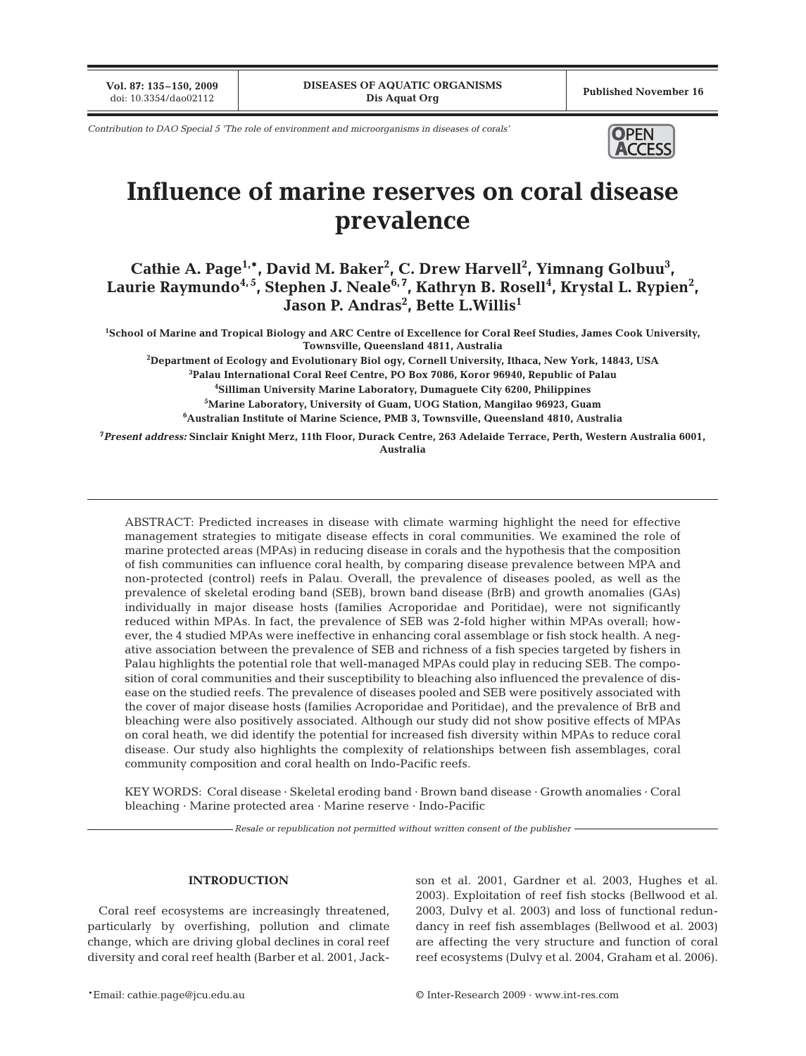*Contribution to DAO Special 5 'The role of environment and microorganisms in diseases of corals'*

# Influence of marine reserves on coral disease prevalence

**Cathie A. Page[1,*], David M. Baker[2], C. Drew Harvell[2], Yimnang Golbuu[3], Laurie Raymundo[4,5], Stephen J. Neale[6,7], Kathryn B. Rosell[4], Krystal L. Rypien[2], Jason P. Andras[2], Bette L.Willis[1]**

[1]School of Marine and Tropical Biology and ARC Centre of Excellence for Coral Reef Studies, James Cook University, Townsville, Queensland 4811, Australia

[2]Department of Ecology and Evolutionary Biol ogy, Cornell University, Ithaca, New York, 14843, USA

[3]Palau International Coral Reef Centre, PO Box 7086, Koror 96940, Republic of Palau

[4]Silliman University Marine Laboratory, Dumaguete City 6200, Philippines

[5]Marine Laboratory, University of Guam, UOG Station, Mangilao 96923, Guam

[6]Australian Institute of Marine Science, PMB 3, Townsville, Queensland 4810, Australia

[7]*Present address:* Sinclair Knight Merz, 11th Floor, Durack Centre, 263 Adelaide Terrace, Perth, Western Australia 6001, Australia

ABSTRACT: Predicted increases in disease with climate warming highlight the need for effective management strategies to mitigate disease effects in coral communities. We examined the role of marine protected areas (MPAs) in reducing disease in corals and the hypothesis that the composition of fish communities can influence coral health, by comparing disease prevalence between MPA and non-protected (control) reefs in Palau. Overall, the prevalence of diseases pooled, as well as the prevalence of skeletal eroding band (SEB), brown band disease (BrB) and growth anomalies (GAs) individually in major disease hosts (families Acroporidae and Poritidae), were not significantly reduced within MPAs. In fact, the prevalence of SEB was 2-fold higher within MPAs overall; however, the 4 studied MPAs were ineffective in enhancing coral assemblage or fish stock health. A negative association between the prevalence of SEB and richness of a fish species targeted by fishers in Palau highlights the potential role that well-managed MPAs could play in reducing SEB. The composition of coral communities and their susceptibility to bleaching also influenced the prevalence of disease on the studied reefs. The prevalence of diseases pooled and SEB were positively associated with the cover of major disease hosts (families Acroporidae and Poritidae), and the prevalence of BrB and bleaching were also positively associated. Although our study did not show positive effects of MPAs on coral heath, we did identify the potential for increased fish diversity within MPAs to reduce coral disease. Our study also highlights the complexity of relationships between fish assemblages, coral community composition and coral health on Indo-Pacific reefs.

KEY WORDS: Coral disease · Skeletal eroding band · Brown band disease · Growth anomalies · Coral bleaching · Marine protected area · Marine reserve · Indo-Pacific

*Resale or republication not permitted without written consent of the publisher*

## INTRODUCTION

Coral reef ecosystems are increasingly threatened, particularly by overfishing, pollution and climate change, which are driving global declines in coral reef diversity and coral reef health (Barber et al. 2001, Jackson et al. 2001, Gardner et al. 2003, Hughes et al. 2003). Exploitation of reef fish stocks (Bellwood et al. 2003, Dulvy et al. 2003) and loss of functional redundancy in reef fish assemblages (Bellwood et al. 2003) are affecting the very structure and function of coral reef ecosystems (Dulvy et al. 2004, Graham et al. 2006).

*Email: cathie.page@jcu.edu.au

© Inter-Research 2009 · www.int-res.com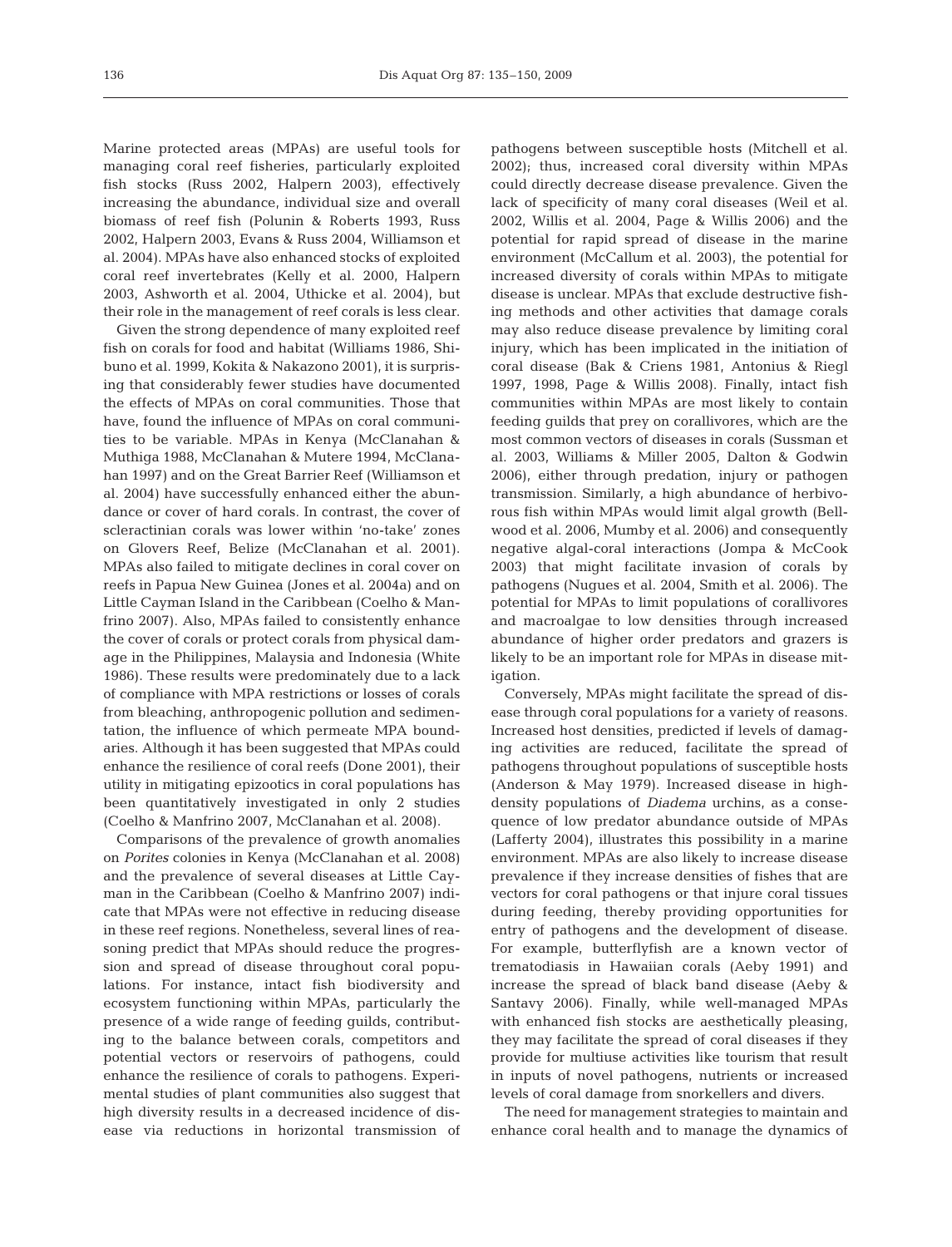Marine protected areas (MPAs) are useful tools for managing coral reef fisheries, particularly exploited fish stocks (Russ 2002, Halpern 2003), effectively increasing the abundance, individual size and overall biomass of reef fish (Polunin & Roberts 1993, Russ 2002, Halpern 2003, Evans & Russ 2004, Williamson et al. 2004). MPAs have also enhanced stocks of exploited coral reef invertebrates (Kelly et al. 2000, Halpern 2003, Ashworth et al. 2004, Uthicke et al. 2004), but their role in the management of reef corals is less clear.

Given the strong dependence of many exploited reef fish on corals for food and habitat (Williams 1986, Shibuno et al. 1999, Kokita & Nakazono 2001), it is surprising that considerably fewer studies have documented the effects of MPAs on coral communities. Those that have, found the influence of MPAs on coral communities to be variable. MPAs in Kenya (McClanahan & Muthiga 1988, McClanahan & Mutere 1994, McClanahan 1997) and on the Great Barrier Reef (Williamson et al. 2004) have successfully enhanced either the abundance or cover of hard corals. In contrast, the cover of scleractinian corals was lower within 'no-take' zones on Glovers Reef, Belize (McClanahan et al. 2001). MPAs also failed to mitigate declines in coral cover on reefs in Papua New Guinea (Jones et al. 2004a) and on Little Cayman Island in the Caribbean (Coelho & Manfrino 2007). Also, MPAs failed to consistently enhance the cover of corals or protect corals from physical damage in the Philippines, Malaysia and Indonesia (White 1986). These results were predominately due to a lack of compliance with MPA restrictions or losses of corals from bleaching, anthropogenic pollution and sedimentation, the influence of which permeate MPA boundaries. Although it has been suggested that MPAs could enhance the resilience of coral reefs (Done 2001), their utility in mitigating epizootics in coral populations has been quantitatively investigated in only 2 studies (Coelho & Manfrino 2007, McClanahan et al. 2008).

Comparisons of the prevalence of growth anomalies on *Porites* colonies in Kenya (McClanahan et al. 2008) and the prevalence of several diseases at Little Cayman in the Caribbean (Coelho & Manfrino 2007) indicate that MPAs were not effective in reducing disease in these reef regions. Nonetheless, several lines of reasoning predict that MPAs should reduce the progression and spread of disease throughout coral populations. For instance, intact fish biodiversity and ecosystem functioning within MPAs, particularly the presence of a wide range of feeding guilds, contributing to the balance between corals, competitors and potential vectors or reservoirs of pathogens, could enhance the resilience of corals to pathogens. Experimental studies of plant communities also suggest that high diversity results in a decreased incidence of disease via reductions in horizontal transmission of pathogens between susceptible hosts (Mitchell et al. 2002); thus, increased coral diversity within MPAs could directly decrease disease prevalence. Given the lack of specificity of many coral diseases (Weil et al. 2002, Willis et al. 2004, Page & Willis 2006) and the potential for rapid spread of disease in the marine environment (McCallum et al. 2003), the potential for increased diversity of corals within MPAs to mitigate disease is unclear. MPAs that exclude destructive fishing methods and other activities that damage corals may also reduce disease prevalence by limiting coral injury, which has been implicated in the initiation of coral disease (Bak & Criens 1981, Antonius & Riegl 1997, 1998, Page & Willis 2008). Finally, intact fish communities within MPAs are most likely to contain feeding guilds that prey on corallivores, which are the most common vectors of diseases in corals (Sussman et al. 2003, Williams & Miller 2005, Dalton & Godwin 2006), either through predation, injury or pathogen transmission. Similarly, a high abundance of herbivorous fish within MPAs would limit algal growth (Bellwood et al. 2006, Mumby et al. 2006) and consequently negative algal-coral interactions (Jompa & McCook 2003) that might facilitate invasion of corals by pathogens (Nugues et al. 2004, Smith et al. 2006). The potential for MPAs to limit populations of corallivores and macroalgae to low densities through increased abundance of higher order predators and grazers is likely to be an important role for MPAs in disease mitigation.

Conversely, MPAs might facilitate the spread of disease through coral populations for a variety of reasons. Increased host densities, predicted if levels of damaging activities are reduced, facilitate the spread of pathogens throughout populations of susceptible hosts (Anderson & May 1979). Increased disease in high-density populations of *Diadema* urchins, as a consequence of low predator abundance outside of MPAs (Lafferty 2004), illustrates this possibility in a marine environment. MPAs are also likely to increase disease prevalence if they increase densities of fishes that are vectors for coral pathogens or that injure coral tissues during feeding, thereby providing opportunities for entry of pathogens and the development of disease. For example, butterflyfish are a known vector of trematodiasis in Hawaiian corals (Aeby 1991) and increase the spread of black band disease (Aeby & Santavy 2006). Finally, while well-managed MPAs with enhanced fish stocks are aesthetically pleasing, they may facilitate the spread of coral diseases if they provide for multiuse activities like tourism that result in inputs of novel pathogens, nutrients or increased levels of coral damage from snorkellers and divers.

The need for management strategies to maintain and enhance coral health and to manage the dynamics of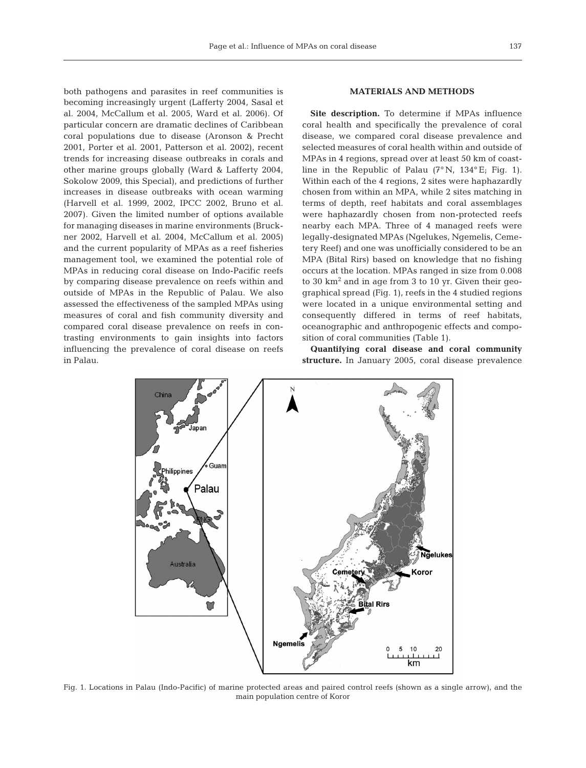both pathogens and parasites in reef communities is becoming increasingly urgent (Lafferty 2004, Sasal et al. 2004, McCallum et al. 2005, Ward et al. 2006). Of particular concern are dramatic declines of Caribbean coral populations due to disease (Aronson & Precht 2001, Porter et al. 2001, Patterson et al. 2002), recent trends for increasing disease outbreaks in corals and other marine groups globally (Ward & Lafferty 2004, Sokolow 2009, this Special), and predictions of further increases in disease outbreaks with ocean warming (Harvell et al. 1999, 2002, IPCC 2002, Bruno et al. 2007). Given the limited number of options available for managing diseases in marine environments (Bruckner 2002, Harvell et al. 2004, McCallum et al. 2005) and the current popularity of MPAs as a reef fisheries management tool, we examined the potential role of MPAs in reducing coral disease on Indo-Pacific reefs by comparing disease prevalence on reefs within and outside of MPAs in the Republic of Palau. We also assessed the effectiveness of the sampled MPAs using measures of coral and fish community diversity and compared coral disease prevalence on reefs in contrasting environments to gain insights into factors influencing the prevalence of coral disease on reefs in Palau.

## MATERIALS AND METHODS

**Site description.** To determine if MPAs influence coral health and specifically the prevalence of coral disease, we compared coral disease prevalence and selected measures of coral health within and outside of MPAs in 4 regions, spread over at least 50 km of coastline in the Republic of Palau (7° N, 134° E; Fig. 1). Within each of the 4 regions, 2 sites were haphazardly chosen from within an MPA, while 2 sites matching in terms of depth, reef habitats and coral assemblages were haphazardly chosen from non-protected reefs nearby each MPA. Three of 4 managed reefs were legally-designated MPAs (Ngelukes, Ngemelis, Cemetery Reef) and one was unofficially considered to be an MPA (Bital Rirs) based on knowledge that no fishing occurs at the location. MPAs ranged in size from 0.008 to 30 km$^2$ and in age from 3 to 10 yr. Given their geographical spread (Fig. 1), reefs in the 4 studied regions were located in a unique environmental setting and consequently differed in terms of reef habitats, oceanographic and anthropogenic effects and composition of coral communities (Table 1).

**Quantifying coral disease and coral community structure.** In January 2005, coral disease prevalence

Fig. 1. Locations in Palau (Indo-Pacific) of marine protected areas and paired control reefs (shown as a single arrow), and the main population centre of Koror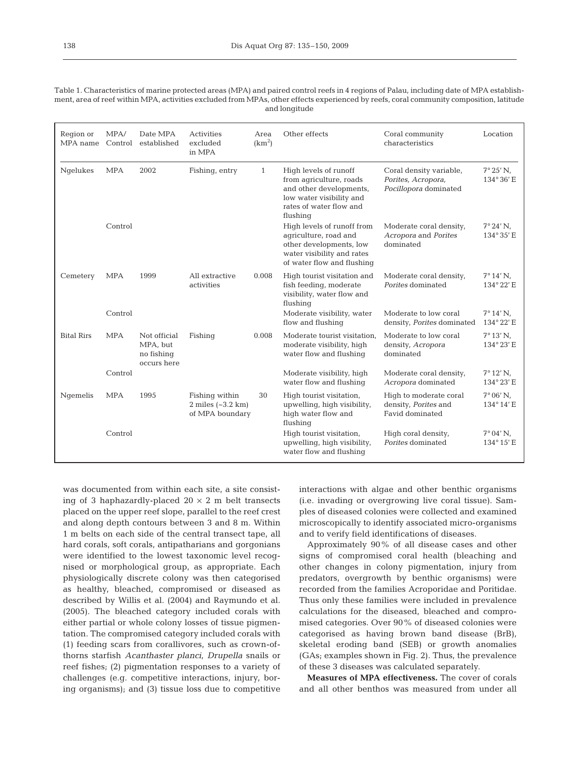Table 1. Characteristics of marine protected areas (MPA) and paired control reefs in 4 regions of Palau, including date of MPA establishment, area of reef within MPA, activities excluded from MPAs, other effects experienced by reefs, coral community composition, latitude and longitude

| Region or MPA name | MPA/ Control | Date MPA established | Activities excluded in MPA | Area ($km^2$) | Other effects | Coral community characteristics | Location |
|---|---|---|---|---|---|---|---|
| Ngelukes | MPA | 2002 | Fishing, entry | 1 | High levels of runoff from agriculture, roads and other developments, low water visibility and rates of water flow and flushing | Coral density variable, *Porites, Acropora, Pocillopora* dominated | 7° 25' N, 134° 36' E |
| | Control | | | | High levels of runoff from agriculture, road and other developments, low water visibility and rates of water flow and flushing | Moderate coral density, *Acropora* and *Porites* dominated | 7° 24' N, 134° 35' E |
| Cemetery | MPA | 1999 | All extractive activities | 0.008 | High tourist visitation and fish feeding, moderate visibility, water flow and flushing | Moderate coral density, *Porites* dominated | 7° 14' N, 134° 22' E |
| | Control | | | | Moderate visibility, water flow and flushing | Moderate to low coral density, *Porites* dominated | 7° 14' N, 134° 22' E |
| Bital Rirs | MPA | Not official MPA, but no fishing occurs here | Fishing | 0.008 | Moderate tourist visitation, moderate visibility, high water flow and flushing | Moderate to low coral density, *Acropora* dominated | 7° 13' N, 134° 23' E |
| | Control | | | | Moderate visibility, high water flow and flushing | Moderate coral density, *Acropora* dominated | 7° 12' N, 134° 23' E |
| Ngemelis | MPA | 1995 | Fishing within 2 miles (~3.2 km) of MPA boundary | 30 | High tourist visitation, upwelling, high visibility, high water flow and flushing | High to moderate coral density, *Porites* and Favid dominated | 7° 06' N, 134° 14' E |
| | Control | | | | High tourist visitation, upwelling, high visibility, water flow and flushing | High coral density, *Porites* dominated | 7° 04' N, 134° 15' E |

was documented from within each site, a site consisting of 3 haphazardly-placed 20 × 2 m belt transects placed on the upper reef slope, parallel to the reef crest and along depth contours between 3 and 8 m. Within 1 m belts on each side of the central transect tape, all hard corals, soft corals, antipatharians and gorgonians were identified to the lowest taxonomic level recognised or morphological group, as appropriate. Each physiologically discrete colony was then categorised as healthy, bleached, compromised or diseased as described by Willis et al. (2004) and Raymundo et al. (2005). The bleached category included corals with either partial or whole colony losses of tissue pigmentation. The compromised category included corals with (1) feeding scars from corallivores, such as crown-of-thorns starfish *Acanthaster planci*, *Drupella* snails or reef fishes; (2) pigmentation responses to a variety of challenges (e.g. competitive interactions, injury, boring organisms); and (3) tissue loss due to competitive interactions with algae and other benthic organisms (i.e. invading or overgrowing live coral tissue). Samples of diseased colonies were collected and examined microscopically to identify associated micro-organisms and to verify field identifications of diseases.

Approximately 90% of all disease cases and other signs of compromised coral health (bleaching and other changes in colony pigmentation, injury from predators, overgrowth by benthic organisms) were recorded from the families Acroporidae and Poritidae. Thus only these families were included in prevalence calculations for the diseased, bleached and compromised categories. Over 90% of diseased colonies were categorised as having brown band disease (BrB), skeletal eroding band (SEB) or growth anomalies (GAs; examples shown in Fig. 2). Thus, the prevalence of these 3 diseases was calculated separately.

**Measures of MPA effectiveness.** The cover of corals and all other benthos was measured from under all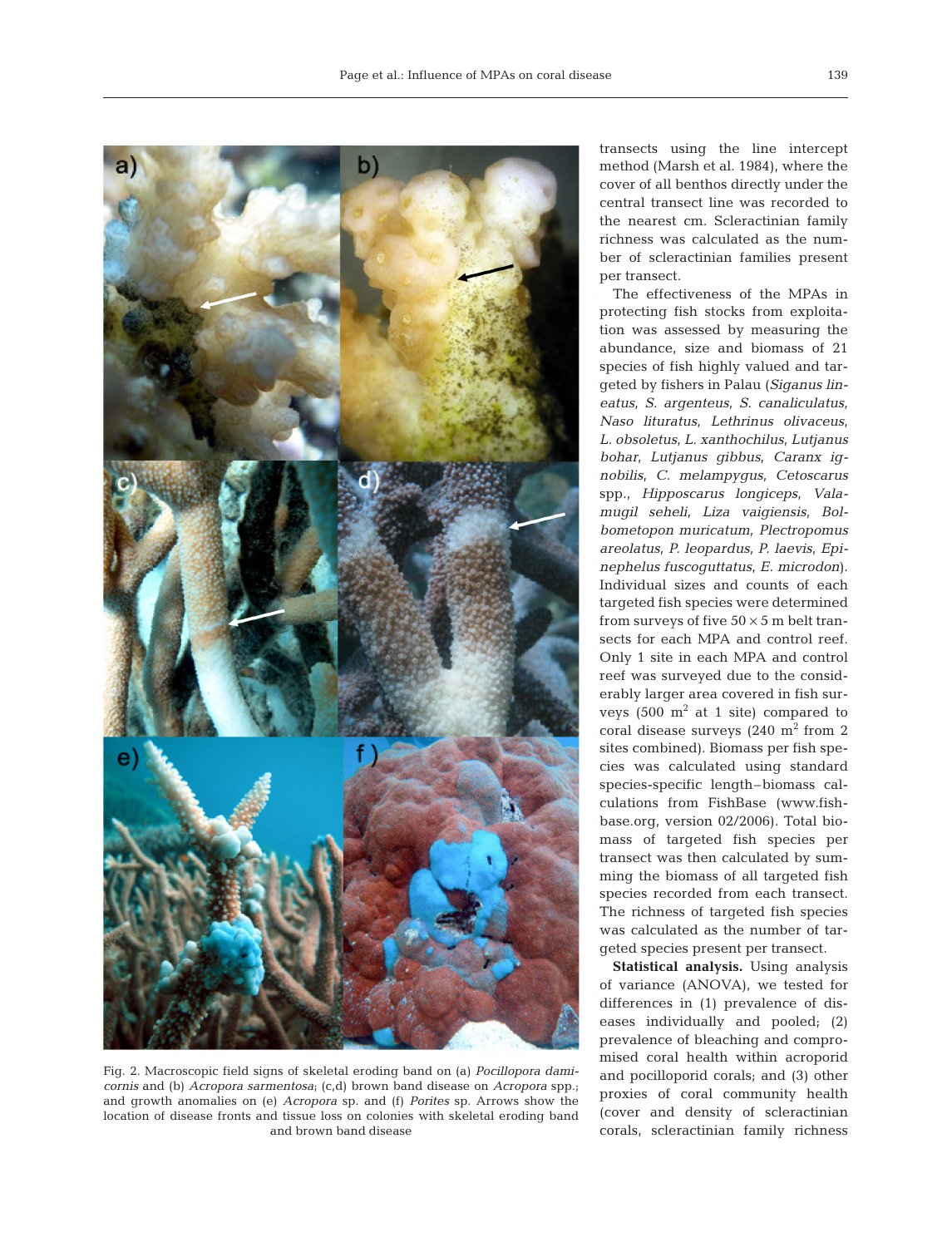Fig. 2. Macroscopic field signs of skeletal eroding band on (a) *Pocillopora damicornis* and (b) *Acropora sarmentosa*; (c,d) brown band disease on *Acropora* spp.; and growth anomalies on (e) *Acropora* sp. and (f) *Porites* sp. Arrows show the location of disease fronts and tissue loss on colonies with skeletal eroding band and brown band disease

transects using the line intercept method (Marsh et al. 1984), where the cover of all benthos directly under the central transect line was recorded to the nearest cm. Scleractinian family richness was calculated as the number of scleractinian families present per transect.

The effectiveness of the MPAs in protecting fish stocks from exploitation was assessed by measuring the abundance, size and biomass of 21 species of fish highly valued and targeted by fishers in Palau (*Siganus lineatus*, *S. argenteus*, *S. canaliculatus*, *Naso lituratus*, *Lethrinus olivaceus*, *L. obsoletus*, *L. xanthochilus*, *Lutjanus bohar*, *Lutjanus gibbus*, *Caranx ignobilis*, *C. melampygus*, *Cetoscarus* spp., *Hipposcarus longiceps*, *Valamugil seheli*, *Liza vaigiensis*, *Bolbometopon muricatum*, *Plectropomus areolatus*, *P. leopardus*, *P. laevis*, *Epinephelus fuscoguttatus*, *E. microdon*). Individual sizes and counts of each targeted fish species were determined from surveys of five $50 \times 5$ m belt transects for each MPA and control reef. Only 1 site in each MPA and control reef was surveyed due to the considerably larger area covered in fish surveys (500 $m^2$ at 1 site) compared to coral disease surveys (240 $m^2$ from 2 sites combined). Biomass per fish species was calculated using standard species-specific length–biomass calculations from FishBase (www.fishbase.org, version 02/2006). Total biomass of targeted fish species per transect was then calculated by summing the biomass of all targeted fish species recorded from each transect. The richness of targeted fish species was calculated as the number of targeted species present per transect.

**Statistical analysis.** Using analysis of variance (ANOVA), we tested for differences in (1) prevalence of diseases individually and pooled; (2) prevalence of bleaching and compromised coral health within acroporid and pocilloporid corals; and (3) other proxies of coral community health (cover and density of scleractinian corals, scleractinian family richness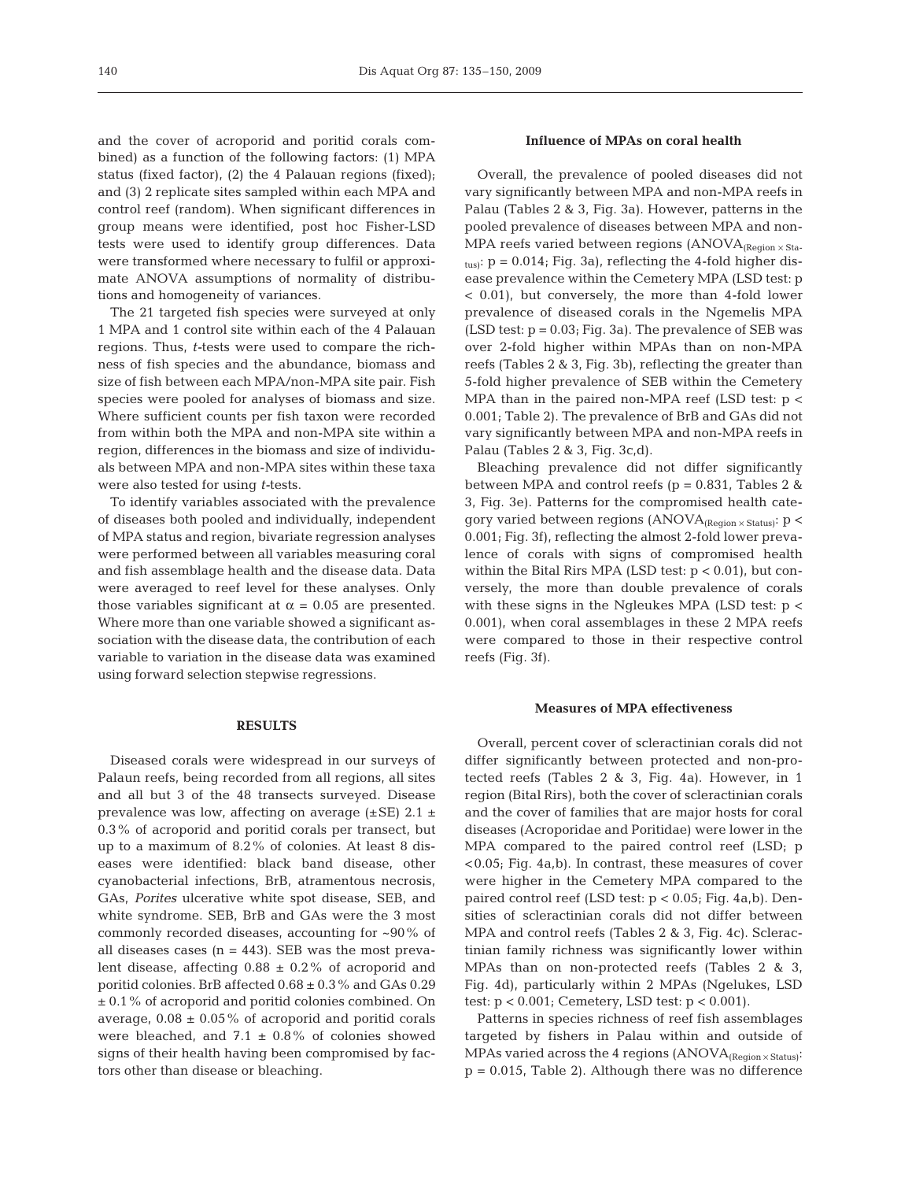and the cover of acroporid and poritid corals combined) as a function of the following factors: (1) MPA status (fixed factor), (2) the 4 Palauan regions (fixed); and (3) 2 replicate sites sampled within each MPA and control reef (random). When significant differences in group means were identified, post hoc Fisher-LSD tests were used to identify group differences. Data were transformed where necessary to fulfil or approximate ANOVA assumptions of normality of distributions and homogeneity of variances.

The 21 targeted fish species were surveyed at only 1 MPA and 1 control site within each of the 4 Palauan regions. Thus, *t*-tests were used to compare the richness of fish species and the abundance, biomass and size of fish between each MPA/non-MPA site pair. Fish species were pooled for analyses of biomass and size. Where sufficient counts per fish taxon were recorded from within both the MPA and non-MPA site within a region, differences in the biomass and size of individuals between MPA and non-MPA sites within these taxa were also tested for using *t*-tests.

To identify variables associated with the prevalence of diseases both pooled and individually, independent of MPA status and region, bivariate regression analyses were performed between all variables measuring coral and fish assemblage health and the disease data. Data were averaged to reef level for these analyses. Only those variables significant at $\alpha = 0.05$ are presented. Where more than one variable showed a significant association with the disease data, the contribution of each variable to variation in the disease data was examined using forward selection stepwise regressions.

## RESULTS

Diseased corals were widespread in our surveys of Palaun reefs, being recorded from all regions, all sites and all but 3 of the 48 transects surveyed. Disease prevalence was low, affecting on average (±SE) 2.1 ± 0.3% of acroporid and poritid corals per transect, but up to a maximum of 8.2% of colonies. At least 8 diseases were identified: black band disease, other cyanobacterial infections, BrB, atramentous necrosis, GAs, *Porites* ulcerative white spot disease, SEB, and white syndrome. SEB, BrB and GAs were the 3 most commonly recorded diseases, accounting for ~90% of all diseases cases (n = 443). SEB was the most prevalent disease, affecting 0.88 ± 0.2% of acroporid and poritid colonies. BrB affected 0.68 ± 0.3% and GAs 0.29 ± 0.1% of acroporid and poritid colonies combined. On average, 0.08 ± 0.05% of acroporid and poritid corals were bleached, and 7.1 ± 0.8% of colonies showed signs of their health having been compromised by factors other than disease or bleaching.

### Influence of MPAs on coral health

Overall, the prevalence of pooled diseases did not vary significantly between MPA and non-MPA reefs in Palau (Tables 2 & 3, Fig. 3a). However, patterns in the pooled prevalence of diseases between MPA and non-MPA reefs varied between regions ($\text{ANOVA}_{(\text{Region} \times \text{Status})}$: $p = 0.014$; Fig. 3a), reflecting the 4-fold higher disease prevalence within the Cemetery MPA (LSD test: $p < 0.01$), but conversely, the more than 4-fold lower prevalence of diseased corals in the Ngemelis MPA (LSD test: $p = 0.03$; Fig. 3a). The prevalence of SEB was over 2-fold higher within MPAs than on non-MPA reefs (Tables 2 & 3, Fig. 3b), reflecting the greater than 5-fold higher prevalence of SEB within the Cemetery MPA than in the paired non-MPA reef (LSD test: $p < 0.001$; Table 2). The prevalence of BrB and GAs did not vary significantly between MPA and non-MPA reefs in Palau (Tables 2 & 3, Fig. 3c,d).

Bleaching prevalence did not differ significantly between MPA and control reefs ($p = 0.831$, Tables 2 & 3, Fig. 3e). Patterns for the compromised health category varied between regions ($\text{ANOVA}_{(\text{Region} \times \text{Status})}$: $p < 0.001$; Fig. 3f), reflecting the almost 2-fold lower prevalence of corals with signs of compromised health within the Bital Rirs MPA (LSD test: $p < 0.01$), but conversely, the more than double prevalence of corals with these signs in the Ngleukes MPA (LSD test: $p < 0.001$), when coral assemblages in these 2 MPA reefs were compared to those in their respective control reefs (Fig. 3f).

### Measures of MPA effectiveness

Overall, percent cover of scleractinian corals did not differ significantly between protected and non-protected reefs (Tables 2 & 3, Fig. 4a). However, in 1 region (Bital Rirs), both the cover of scleractinian corals and the cover of families that are major hosts for coral diseases (Acroporidae and Poritidae) were lower in the MPA compared to the paired control reef (LSD; $p < 0.05$; Fig. 4a,b). In contrast, these measures of cover were higher in the Cemetery MPA compared to the paired control reef (LSD test: $p < 0.05$; Fig. 4a,b). Densities of scleractinian corals did not differ between MPA and control reefs (Tables 2 & 3, Fig. 4c). Scleractinian family richness was significantly lower within MPAs than on non-protected reefs (Tables 2 & 3, Fig. 4d), particularly within 2 MPAs (Ngelukes, LSD test: $p < 0.001$; Cemetery, LSD test: $p < 0.001$).

Patterns in species richness of reef fish assemblages targeted by fishers in Palau within and outside of MPAs varied across the 4 regions ($\text{ANOVA}_{(\text{Region} \times \text{Status})}$: $p = 0.015$, Table 2). Although there was no difference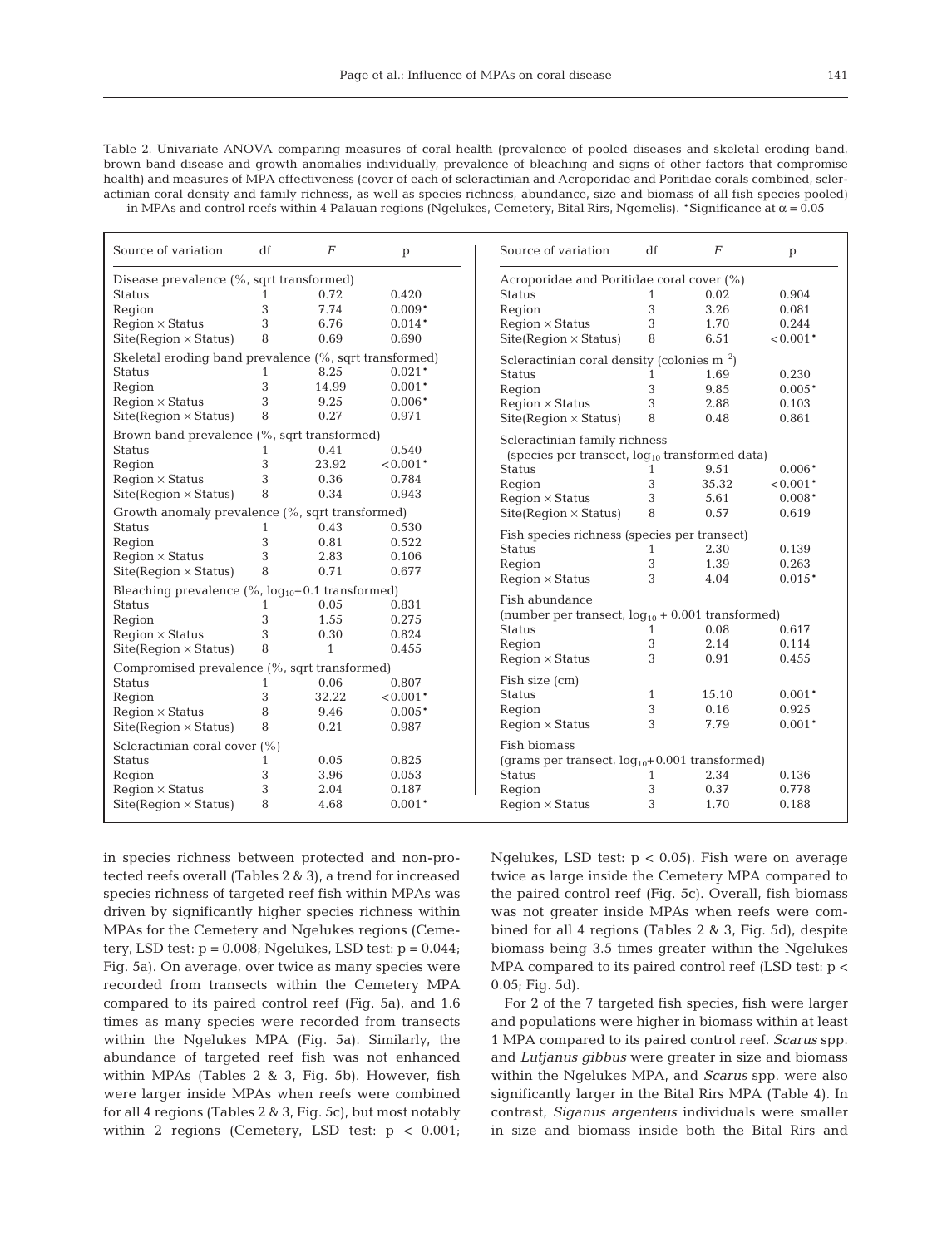Table 2. Univariate ANOVA comparing measures of coral health (prevalence of pooled diseases and skeletal eroding band, brown band disease and growth anomalies individually, prevalence of bleaching and signs of other factors that compromise health) and measures of MPA effectiveness (cover of each of scleractinian and Acroporidae and Poritidae corals combined, scleractinian coral density and family richness, as well as species richness, abundance, size and biomass of all fish species pooled) in MPAs and control reefs within 4 Palauan regions (Ngelukes, Cemetery, Bital Rirs, Ngemelis). *Significance at $\alpha = 0.05$

| Source of variation | df | $F$ | p |
|---|---|---|---|
| Disease prevalence (%, sqrt transformed) | | | |
| Status | 1 | 0.72 | 0.420 |
| Region | 3 | 7.74 | 0.009* |
| Region × Status | 3 | 6.76 | 0.014* |
| Site(Region × Status) | 8 | 0.69 | 0.690 |
| Skeletal eroding band prevalence (%, sqrt transformed) | | | |
| Status | 1 | 8.25 | 0.021* |
| Region | 3 | 14.99 | 0.001* |
| Region × Status | 3 | 9.25 | 0.006* |
| Site(Region × Status) | 8 | 0.27 | 0.971 |
| Brown band prevalence (%, sqrt transformed) | | | |
| Status | 1 | 0.41 | 0.540 |
| Region | 3 | 23.92 | <0.001* |
| Region × Status | 3 | 0.36 | 0.784 |
| Site(Region × Status) | 8 | 0.34 | 0.943 |
| Growth anomaly prevalence (%, sqrt transformed) | | | |
| Status | 1 | 0.43 | 0.530 |
| Region | 3 | 0.81 | 0.522 |
| Region × Status | 3 | 2.83 | 0.106 |
| Site(Region × Status) | 8 | 0.71 | 0.677 |
| Bleaching prevalence (%, $\log_{10}$+0.1 transformed) | | | |
| Status | 1 | 0.05 | 0.831 |
| Region | 3 | 1.55 | 0.275 |
| Region × Status | 3 | 0.30 | 0.824 |
| Site(Region × Status) | 8 | 1 | 0.455 |
| Compromised prevalence (%, sqrt transformed) | | | |
| Status | 1 | 0.06 | 0.807 |
| Region | 3 | 32.22 | <0.001* |
| Region × Status | 8 | 9.46 | 0.005* |
| Site(Region × Status) | 8 | 0.21 | 0.987 |
| Scleractinian coral cover (%) | | | |
| Status | 1 | 0.05 | 0.825 |
| Region | 3 | 3.96 | 0.053 |
| Region × Status | 3 | 2.04 | 0.187 |
| Site(Region × Status) | 8 | 4.68 | 0.001* |
| Acroporidae and Poritidae coral cover (%) | | | |
| Status | 1 | 0.02 | 0.904 |
| Region | 3 | 3.26 | 0.081 |
| Region × Status | 3 | 1.70 | 0.244 |
| Site(Region × Status) | 8 | 6.51 | <0.001* |
| Scleractinian coral density (colonies $m^{-2}$) | | | |
| Status | 1 | 1.69 | 0.230 |
| Region | 3 | 9.85 | 0.005* |
| Region × Status | 3 | 2.88 | 0.103 |
| Site(Region × Status) | 8 | 0.48 | 0.861 |
| Scleractinian family richness (species per transect, $\log_{10}$ transformed data) | | | |
| Status | 1 | 9.51 | 0.006* |
| Region | 3 | 35.32 | <0.001* |
| Region × Status | 3 | 5.61 | 0.008* |
| Site(Region × Status) | 8 | 0.57 | 0.619 |
| Fish species richness (species per transect) | | | |
| Status | 1 | 2.30 | 0.139 |
| Region | 3 | 1.39 | 0.263 |
| Region × Status | 3 | 4.04 | 0.015* |
| Fish abundance (number per transect, $\log_{10}$ + 0.001 transformed) | | | |
| Status | 1 | 0.08 | 0.617 |
| Region | 3 | 2.14 | 0.114 |
| Region × Status | 3 | 0.91 | 0.455 |
| Fish size (cm) | | | |
| Status | 1 | 15.10 | 0.001* |
| Region | 3 | 0.16 | 0.925 |
| Region × Status | 3 | 7.79 | 0.001* |
| Fish biomass (grams per transect, $\log_{10}$+0.001 transformed) | | | |
| Status | 1 | 2.34 | 0.136 |
| Region | 3 | 0.37 | 0.778 |
| Region × Status | 3 | 1.70 | 0.188 |

in species richness between protected and non-protected reefs overall (Tables 2 & 3), a trend for increased species richness of targeted reef fish within MPAs was driven by significantly higher species richness within MPAs for the Cemetery and Ngelukes regions (Cemetery, LSD test: $p = 0.008$; Ngelukes, LSD test: $p = 0.044$; Fig. 5a). On average, over twice as many species were recorded from transects within the Cemetery MPA compared to its paired control reef (Fig. 5a), and 1.6 times as many species were recorded from transects within the Ngelukes MPA (Fig. 5a). Similarly, the abundance of targeted reef fish was not enhanced within MPAs (Tables 2 & 3, Fig. 5b). However, fish were larger inside MPAs when reefs were combined for all 4 regions (Tables 2 & 3, Fig. 5c), but most notably within 2 regions (Cemetery, LSD test: $p < 0.001$; Ngelukes, LSD test: $p < 0.05$). Fish were on average twice as large inside the Cemetery MPA compared to the paired control reef (Fig. 5c). Overall, fish biomass was not greater inside MPAs when reefs were combined for all 4 regions (Tables 2 & 3, Fig. 5d), despite biomass being 3.5 times greater within the Ngelukes MPA compared to its paired control reef (LSD test: $p < 0.05$; Fig. 5d).

For 2 of the 7 targeted fish species, fish were larger and populations were higher in biomass within at least 1 MPA compared to its paired control reef. *Scarus* spp. and *Lutjanus gibbus* were greater in size and biomass within the Ngelukes MPA, and *Scarus* spp. were also significantly larger in the Bital Rirs MPA (Table 4). In contrast, *Siganus argenteus* individuals were smaller in size and biomass inside both the Bital Rirs and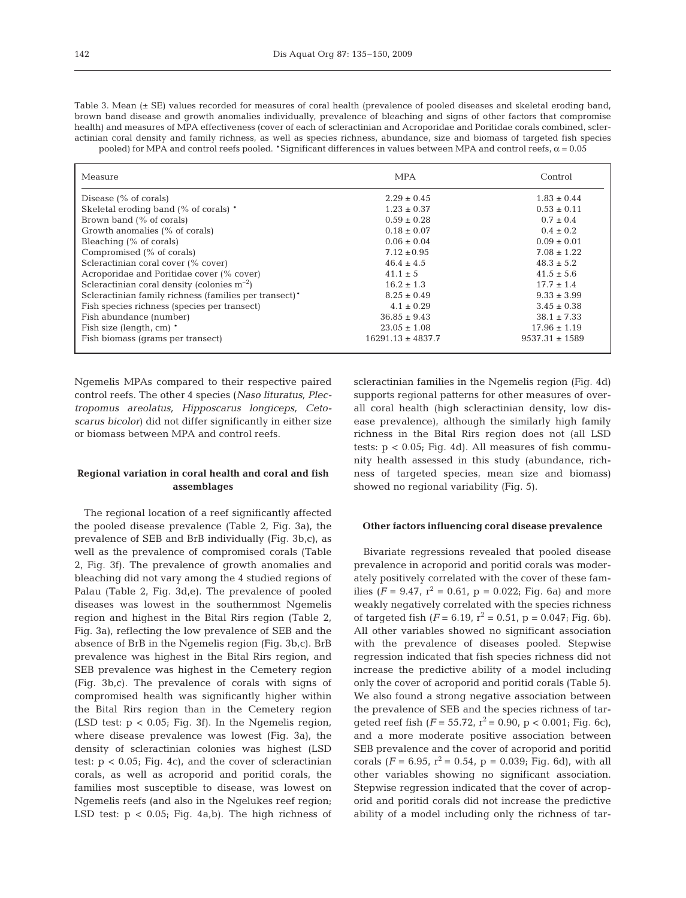Table 3. Mean (± SE) values recorded for measures of coral health (prevalence of pooled diseases and skeletal eroding band, brown band disease and growth anomalies individually, prevalence of bleaching and signs of other factors that compromise health) and measures of MPA effectiveness (cover of each of scleractinian and Acroporidae and Poritidae corals combined, scleractinian coral density and family richness, as well as species richness, abundance, size and biomass of targeted fish species pooled) for MPA and control reefs pooled. *Significant differences in values between MPA and control reefs, $\alpha = 0.05$

| Measure | MPA | Control |
|---|---|---|
| Disease (% of corals) | 2.29 ± 0.45 | 1.83 ± 0.44 |
| Skeletal eroding band (% of corals) * | 1.23 ± 0.37 | 0.53 ± 0.11 |
| Brown band (% of corals) | 0.59 ± 0.28 | 0.7 ± 0.4 |
| Growth anomalies (% of corals) | 0.18 ± 0.07 | 0.4 ± 0.2 |
| Bleaching (% of corals) | 0.06 ± 0.04 | 0.09 ± 0.01 |
| Compromised (% of corals) | 7.12 ± 0.95 | 7.08 ± 1.22 |
| Scleractinian coral cover (% cover) | 46.4 ± 4.5 | 48.3 ± 5.2 |
| Acroporidae and Poritidae cover (% cover) | 41.1 ± 5 | 41.5 ± 5.6 |
| Scleractinian coral density (colonies $m^{-2}$) | 16.2 ± 1.3 | 17.7 ± 1.4 |
| Scleractinian family richness (families per transect) * | 8.25 ± 0.49 | 9.33 ± 3.99 |
| Fish species richness (species per transect) | 4.1 ± 0.29 | 3.45 ± 0.38 |
| Fish abundance (number) | 36.85 ± 9.43 | 38.1 ± 7.33 |
| Fish size (length, cm) * | 23.05 ± 1.08 | 17.96 ± 1.19 |
| Fish biomass (grams per transect) | 16291.13 ± 4837.7 | 9537.31 ± 1589 |

Ngemelis MPAs compared to their respective paired control reefs. The other 4 species (*Naso lituratus, Plectropomus areolatus, Hipposcarus longiceps, Cetoscarus bicolor*) did not differ significantly in either size or biomass between MPA and control reefs.

### Regional variation in coral health and coral and fish assemblages

The regional location of a reef significantly affected the pooled disease prevalence (Table 2, Fig. 3a), the prevalence of SEB and BrB individually (Fig. 3b,c), as well as the prevalence of compromised corals (Table 2, Fig. 3f). The prevalence of growth anomalies and bleaching did not vary among the 4 studied regions of Palau (Table 2, Fig. 3d,e). The prevalence of pooled diseases was lowest in the southernmost Ngemelis region and highest in the Bital Rirs region (Table 2, Fig. 3a), reflecting the low prevalence of SEB and the absence of BrB in the Ngemelis region (Fig. 3b,c). BrB prevalence was highest in the Bital Rirs region, and SEB prevalence was highest in the Cemetery region (Fig. 3b,c). The prevalence of corals with signs of compromised health was significantly higher within the Bital Rirs region than in the Cemetery region (LSD test: $p < 0.05$; Fig. 3f). In the Ngemelis region, where disease prevalence was lowest (Fig. 3a), the density of scleractinian colonies was highest (LSD test: $p < 0.05$; Fig. 4c), and the cover of scleractinian corals, as well as acroporid and poritid corals, the families most susceptible to disease, was lowest on Ngemelis reefs (and also in the Ngelukes reef region; LSD test: $p < 0.05$; Fig. 4a,b). The high richness of scleractinian families in the Ngemelis region (Fig. 4d) supports regional patterns for other measures of overall coral health (high scleractinian density, low disease prevalence), although the similarly high family richness in the Bital Rirs region does not (all LSD tests: $p < 0.05$; Fig. 4d). All measures of fish community health assessed in this study (abundance, richness of targeted species, mean size and biomass) showed no regional variability (Fig. 5).

### Other factors influencing coral disease prevalence

Bivariate regressions revealed that pooled disease prevalence in acroporid and poritid corals was moderately positively correlated with the cover of these families ($F = 9.47$, $r^2 = 0.61$, $p = 0.022$; Fig. 6a) and more weakly negatively correlated with the species richness of targeted fish ($F = 6.19$, $r^2 = 0.51$, $p = 0.047$; Fig. 6b). All other variables showed no significant association with the prevalence of diseases pooled. Stepwise regression indicated that fish species richness did not increase the predictive ability of a model including only the cover of acroporid and poritid corals (Table 5). We also found a strong negative association between the prevalence of SEB and the species richness of targeted reef fish ($F = 55.72$, $r^2 = 0.90$, $p < 0.001$; Fig. 6c), and a more moderate positive association between SEB prevalence and the cover of acroporid and poritid corals ($F = 6.95$, $r^2 = 0.54$, $p = 0.039$; Fig. 6d), with all other variables showing no significant association. Stepwise regression indicated that the cover of acroporid and poritid corals did not increase the predictive ability of a model including only the richness of tar-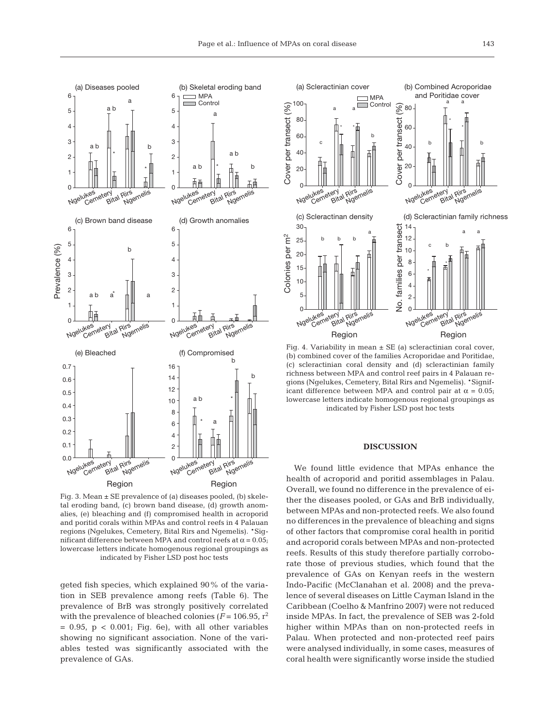Fig. 3. Mean ± SE prevalence of (a) diseases pooled, (b) skeletal eroding band, (c) brown band disease, (d) growth anomalies, (e) bleaching and (f) compromised health in acroporid and poritid corals within MPAs and control reefs in 4 Palauan regions (Ngelukes, Cemetery, Bital Rirs and Ngemelis). *Significant difference between MPA and control reefs at $\alpha = 0.05$; lowercase letters indicate homogenous regional groupings as indicated by Fisher LSD post hoc tests

geted fish species, which explained 90% of the variation in SEB prevalence among reefs (Table 6). The prevalence of BrB was strongly positively correlated with the prevalence of bleached colonies ($F = 106.95$, $r^2 = 0.95$, $p < 0.001$; Fig. 6e), with all other variables showing no significant association. None of the variables tested was significantly associated with the prevalence of GAs.

Fig. 4. Variability in mean ± SE (a) scleractinian coral cover, (b) combined cover of the families Acroporidae and Poritidae, (c) scleractinian coral density and (d) scleractinian family richness between MPA and control reef pairs in 4 Palauan regions (Ngelukes, Cemetery, Bital Rirs and Ngemelis). *Significant difference between MPA and control pair at $\alpha = 0.05$; lowercase letters indicate homogenous regional groupings as indicated by Fisher LSD post hoc tests

## DISCUSSION

We found little evidence that MPAs enhance the health of acroporid and poritid assemblages in Palau. Overall, we found no difference in the prevalence of either the diseases pooled, or GAs and BrB individually, between MPAs and non-protected reefs. We also found no differences in the prevalence of bleaching and signs of other factors that compromise coral health in poritid and acroporid corals between MPAs and non-protected reefs. Results of this study therefore partially corroborate those of previous studies, which found that the prevalence of GAs on Kenyan reefs in the western Indo-Pacific (McClanahan et al. 2008) and the prevalence of several diseases on Little Cayman Island in the Caribbean (Coelho & Manfrino 2007) were not reduced inside MPAs. In fact, the prevalence of SEB was 2-fold higher within MPAs than on non-protected reefs in Palau. When protected and non-protected reef pairs were analysed individually, in some cases, measures of coral health were significantly worse inside the studied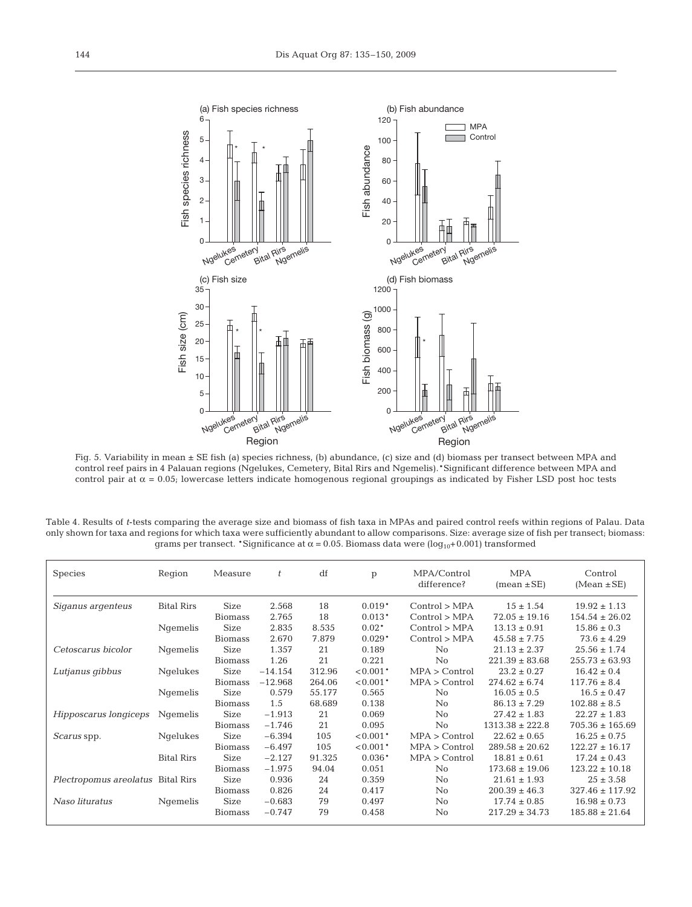Fig. 5. Variability in mean ± SE fish (a) species richness, (b) abundance, (c) size and (d) biomass per transect between MPA and control reef pairs in 4 Palauan regions (Ngelukes, Cemetery, Bital Rirs and Ngemelis). *Significant difference between MPA and control pair at $\alpha$ = 0.05; lowercase letters indicate homogenous regional groupings as indicated by Fisher LSD post hoc tests

Table 4. Results of *t*-tests comparing the average size and biomass of fish taxa in MPAs and paired control reefs within regions of Palau. Data only shown for taxa and regions for which taxa were sufficiently abundant to allow comparisons. Size: average size of fish per transect; biomass: grams per transect. *Significance at $\alpha$ = 0.05. Biomass data were ($\log_{10}$+0.001) transformed

| Species | Region | Measure | *t* | df | p | MPA/Control difference? | MPA (mean ±SE) | Control (Mean ±SE) |
|---|---|---|---|---|---|---|---|---|
| *Siganus argenteus* | Bital Rirs | Size | 2.568 | 18 | 0.019* | Control > MPA | 15 ± 1.54 | 19.92 ± 1.13 |
| | | Biomass | 2.765 | 18 | 0.013* | Control > MPA | 72.05 ± 19.16 | 154.54 ± 26.02 |
| | Ngemelis | Size | 2.835 | 8.535 | 0.02* | Control > MPA | 13.13 ± 0.91 | 15.86 ± 0.3 |
| | | Biomass | 2.670 | 7.879 | 0.029* | Control > MPA | 45.58 ± 7.75 | 73.6 ± 4.29 |
| *Cetoscarus bicolor* | Ngemelis | Size | 1.357 | 21 | 0.189 | No | 21.13 ± 2.37 | 25.56 ± 1.74 |
| | | Biomass | 1.26 | 21 | 0.221 | No | 221.39 ± 83.68 | 255.73 ± 63.93 |
| *Lutjanus gibbus* | Ngelukes | Size | −14.154 | 312.96 | <0.001* | MPA > Control | 23.2 ± 0.27 | 16.42 ± 0.4 |
| | | Biomass | −12.968 | 264.06 | <0.001* | MPA > Control | 274.62 ± 6.74 | 117.76 ± 8.4 |
| | Ngemelis | Size | 0.579 | 55.177 | 0.565 | No | 16.05 ± 0.5 | 16.5 ± 0.47 |
| | | Biomass | 1.5 | 68.689 | 0.138 | No | 86.13 ± 7.29 | 102.88 ± 8.5 |
| *Hipposcarus longiceps* | Ngemelis | Size | −1.913 | 21 | 0.069 | No | 27.42 ± 1.83 | 22.27 ± 1.83 |
| | | Biomass | −1.746 | 21 | 0.095 | No | 1313.38 ± 222.8 | 705.36 ± 165.69 |
| *Scarus* spp. | Ngelukes | Size | −6.394 | 105 | <0.001* | MPA > Control | 22.62 ± 0.65 | 16.25 ± 0.75 |
| | | Biomass | −6.497 | 105 | <0.001* | MPA > Control | 289.58 ± 20.62 | 122.27 ± 16.17 |
| | Bital Rirs | Size | −2.127 | 91.325 | 0.036* | MPA > Control | 18.81 ± 0.61 | 17.24 ± 0.43 |
| | | Biomass | −1.975 | 94.04 | 0.051 | No | 173.68 ± 19.06 | 123.22 ± 10.18 |
| *Plectropomus areolatus* | Bital Rirs | Size | 0.936 | 24 | 0.359 | No | 21.61 ± 1.93 | 25 ± 3.58 |
| | | Biomass | 0.826 | 24 | 0.417 | No | 200.39 ± 46.3 | 327.46 ± 117.92 |
| *Naso lituratus* | Ngemelis | Size | −0.683 | 79 | 0.497 | No | 17.74 ± 0.85 | 16.98 ± 0.73 |
| | | Biomass | −0.747 | 79 | 0.458 | No | 217.29 ± 34.73 | 185.88 ± 21.64 |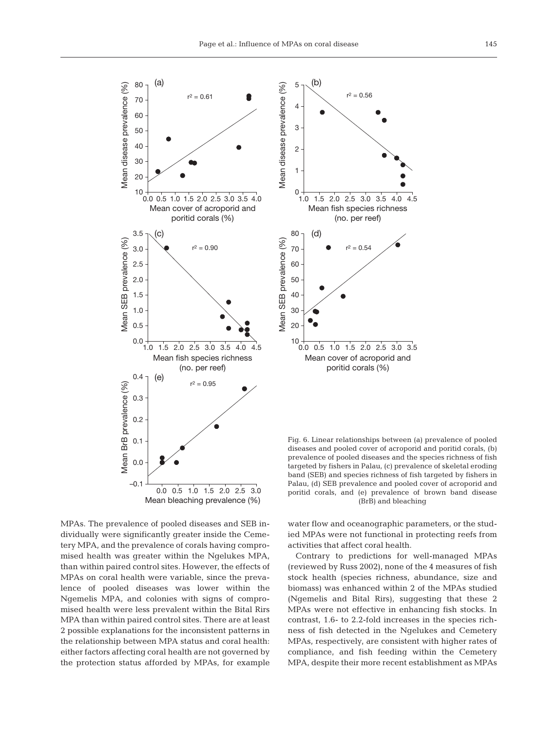Fig. 6. Linear relationships between (a) prevalence of pooled diseases and pooled cover of acroporid and poritid corals, (b) prevalence of pooled diseases and the species richness of fish targeted by fishers in Palau, (c) prevalence of skeletal eroding band (SEB) and species richness of fish targeted by fishers in Palau, (d) SEB prevalence and pooled cover of acroporid and poritid corals, and (e) prevalence of brown band disease (BrB) and bleaching

MPAs. The prevalence of pooled diseases and SEB individually were significantly greater inside the Cemetery MPA, and the prevalence of corals having compromised health was greater within the Ngelukes MPA, than within paired control sites. However, the effects of MPAs on coral health were variable, since the prevalence of pooled diseases was lower within the Ngemelis MPA, and colonies with signs of compromised health were less prevalent within the Bital Rirs MPA than within paired control sites. There are at least 2 possible explanations for the inconsistent patterns in the relationship between MPA status and coral health: either factors affecting coral health are not governed by the protection status afforded by MPAs, for example water flow and oceanographic parameters, or the studied MPAs were not functional in protecting reefs from activities that affect coral health.

Contrary to predictions for well-managed MPAs (reviewed by Russ 2002), none of the 4 measures of fish stock health (species richness, abundance, size and biomass) was enhanced within 2 of the MPAs studied (Ngemelis and Bital Rirs), suggesting that these 2 MPAs were not effective in enhancing fish stocks. In contrast, 1.6- to 2.2-fold increases in the species richness of fish detected in the Ngelukes and Cemetery MPAs, respectively, are consistent with higher rates of compliance, and fish feeding within the Cemetery MPA, despite their more recent establishment as MPAs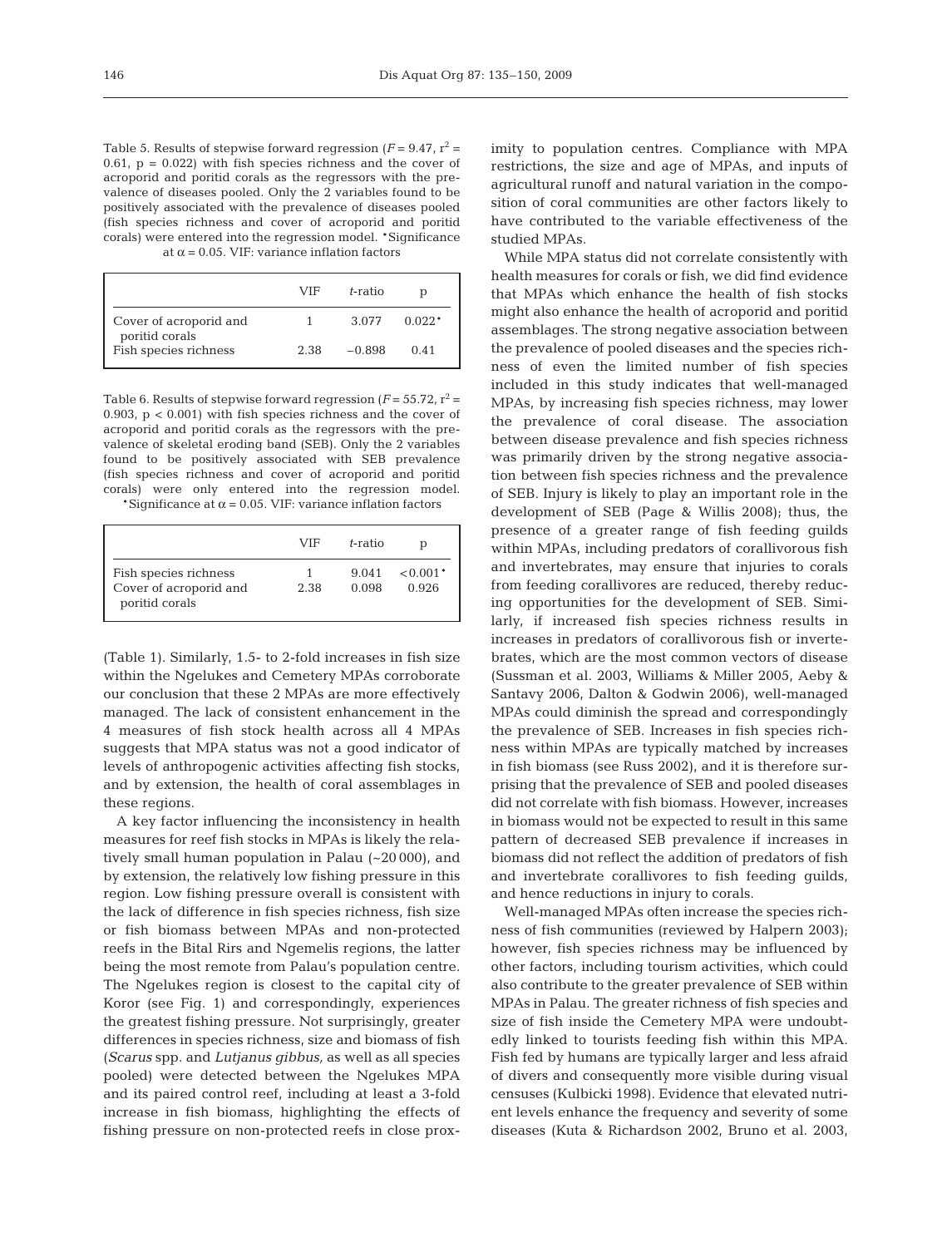Table 5. Results of stepwise forward regression ($F = 9.47$, $r^2 = 0.61$, $p = 0.022$) with fish species richness and the cover of acroporid and poritid corals as the regressors with the prevalence of diseases pooled. Only the 2 variables found to be positively associated with the prevalence of diseases pooled (fish species richness and cover of acroporid and poritid corals) were entered into the regression model. *Significance at $\alpha = 0.05$. VIF: variance inflation factors

| | VIF | *t*-ratio | p |
|---|---|---|---|
| Cover of acroporid and poritid corals | 1 | 3.077 | 0.022* |
| Fish species richness | 2.38 | −0.898 | 0.41 |

Table 6. Results of stepwise forward regression ($F = 55.72$, $r^2 = 0.903$, $p < 0.001$) with fish species richness and the cover of acroporid and poritid corals as the regressors with the prevalence of skeletal eroding band (SEB). Only the 2 variables found to be positively associated with SEB prevalence (fish species richness and cover of acroporid and poritid corals) were only entered into the regression model. *Significance at $\alpha = 0.05$. VIF: variance inflation factors

| | VIF | *t*-ratio | p |
|---|---|---|---|
| Fish species richness | 1 | 9.041 | <0.001* |
| Cover of acroporid and poritid corals | 2.38 | 0.098 | 0.926 |

(Table 1). Similarly, 1.5- to 2-fold increases in fish size within the Ngelukes and Cemetery MPAs corroborate our conclusion that these 2 MPAs are more effectively managed. The lack of consistent enhancement in the 4 measures of fish stock health across all 4 MPAs suggests that MPA status was not a good indicator of levels of anthropogenic activities affecting fish stocks, and by extension, the health of coral assemblages in these regions.

A key factor influencing the inconsistency in health measures for reef fish stocks in MPAs is likely the relatively small human population in Palau (~20 000), and by extension, the relatively low fishing pressure in this region. Low fishing pressure overall is consistent with the lack of difference in fish species richness, fish size or fish biomass between MPAs and non-protected reefs in the Bital Rirs and Ngemelis regions, the latter being the most remote from Palau's population centre. The Ngelukes region is closest to the capital city of Koror (see Fig. 1) and correspondingly, experiences the greatest fishing pressure. Not surprisingly, greater differences in species richness, size and biomass of fish (*Scarus* spp. and *Lutjanus gibbus,* as well as all species pooled) were detected between the Ngelukes MPA and its paired control reef, including at least a 3-fold increase in fish biomass, highlighting the effects of fishing pressure on non-protected reefs in close proximity to population centres. Compliance with MPA restrictions, the size and age of MPAs, and inputs of agricultural runoff and natural variation in the composition of coral communities are other factors likely to have contributed to the variable effectiveness of the studied MPAs.

While MPA status did not correlate consistently with health measures for corals or fish, we did find evidence that MPAs which enhance the health of fish stocks might also enhance the health of acroporid and poritid assemblages. The strong negative association between the prevalence of pooled diseases and the species richness of even the limited number of fish species included in this study indicates that well-managed MPAs, by increasing fish species richness, may lower the prevalence of coral disease. The association between disease prevalence and fish species richness was primarily driven by the strong negative association between fish species richness and the prevalence of SEB. Injury is likely to play an important role in the development of SEB (Page & Willis 2008); thus, the presence of a greater range of fish feeding guilds within MPAs, including predators of corallivorous fish and invertebrates, may ensure that injuries to corals from feeding corallivores are reduced, thereby reducing opportunities for the development of SEB. Similarly, if increased fish species richness results in increases in predators of corallivorous fish or invertebrates, which are the most common vectors of disease (Sussman et al. 2003, Williams & Miller 2005, Aeby & Santavy 2006, Dalton & Godwin 2006), well-managed MPAs could diminish the spread and correspondingly the prevalence of SEB. Increases in fish species richness within MPAs are typically matched by increases in fish biomass (see Russ 2002), and it is therefore surprising that the prevalence of SEB and pooled diseases did not correlate with fish biomass. However, increases in biomass would not be expected to result in this same pattern of decreased SEB prevalence if increases in biomass did not reflect the addition of predators of fish and invertebrate corallivores to fish feeding guilds, and hence reductions in injury to corals.

Well-managed MPAs often increase the species richness of fish communities (reviewed by Halpern 2003); however, fish species richness may be influenced by other factors, including tourism activities, which could also contribute to the greater prevalence of SEB within MPAs in Palau. The greater richness of fish species and size of fish inside the Cemetery MPA were undoubtedly linked to tourists feeding fish within this MPA. Fish fed by humans are typically larger and less afraid of divers and consequently more visible during visual censuses (Kulbicki 1998). Evidence that elevated nutrient levels enhance the frequency and severity of some diseases (Kuta & Richardson 2002, Bruno et al. 2003,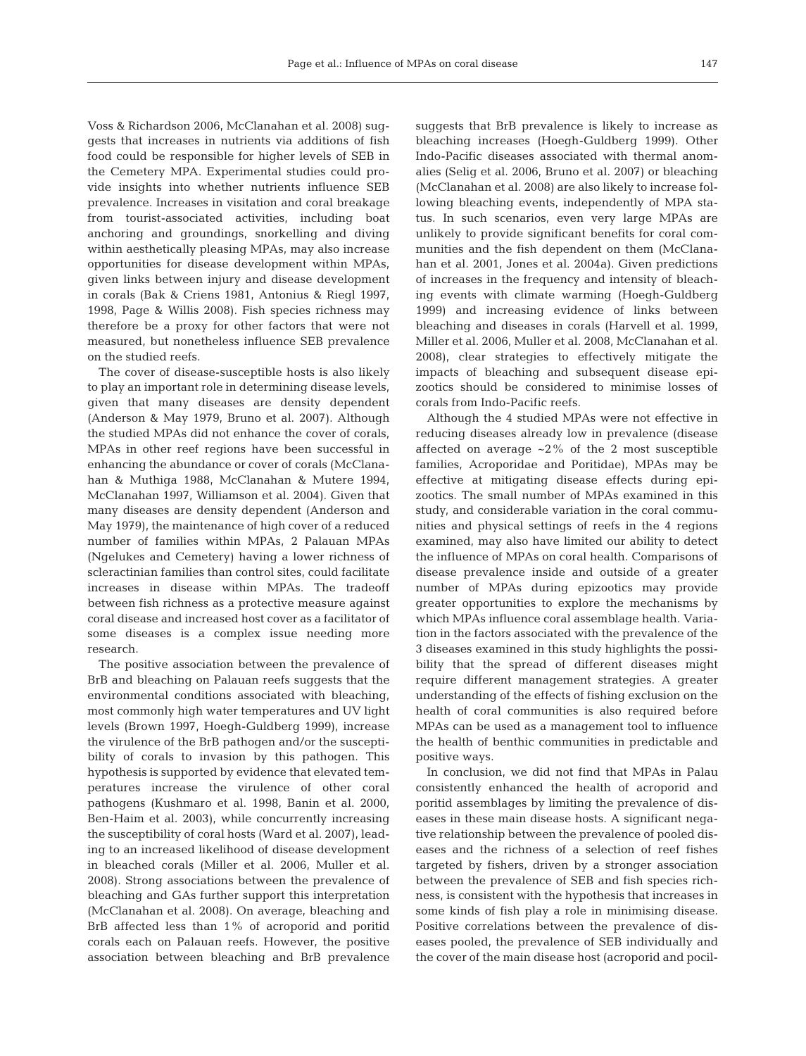Voss & Richardson 2006, McClanahan et al. 2008) suggests that increases in nutrients via additions of fish food could be responsible for higher levels of SEB in the Cemetery MPA. Experimental studies could provide insights into whether nutrients influence SEB prevalence. Increases in visitation and coral breakage from tourist-associated activities, including boat anchoring and groundings, snorkelling and diving within aesthetically pleasing MPAs, may also increase opportunities for disease development within MPAs, given links between injury and disease development in corals (Bak & Criens 1981, Antonius & Riegl 1997, 1998, Page & Willis 2008). Fish species richness may therefore be a proxy for other factors that were not measured, but nonetheless influence SEB prevalence on the studied reefs.

The cover of disease-susceptible hosts is also likely to play an important role in determining disease levels, given that many diseases are density dependent (Anderson & May 1979, Bruno et al. 2007). Although the studied MPAs did not enhance the cover of corals, MPAs in other reef regions have been successful in enhancing the abundance or cover of corals (McClanahan & Muthiga 1988, McClanahan & Mutere 1994, McClanahan 1997, Williamson et al. 2004). Given that many diseases are density dependent (Anderson and May 1979), the maintenance of high cover of a reduced number of families within MPAs, 2 Palauan MPAs (Ngelukes and Cemetery) having a lower richness of scleractinian families than control sites, could facilitate increases in disease within MPAs. The tradeoff between fish richness as a protective measure against coral disease and increased host cover as a facilitator of some diseases is a complex issue needing more research.

The positive association between the prevalence of BrB and bleaching on Palauan reefs suggests that the environmental conditions associated with bleaching, most commonly high water temperatures and UV light levels (Brown 1997, Hoegh-Guldberg 1999), increase the virulence of the BrB pathogen and/or the susceptibility of corals to invasion by this pathogen. This hypothesis is supported by evidence that elevated temperatures increase the virulence of other coral pathogens (Kushmaro et al. 1998, Banin et al. 2000, Ben-Haim et al. 2003), while concurrently increasing the susceptibility of coral hosts (Ward et al. 2007), leading to an increased likelihood of disease development in bleached corals (Miller et al. 2006, Muller et al. 2008). Strong associations between the prevalence of bleaching and GAs further support this interpretation (McClanahan et al. 2008). On average, bleaching and BrB affected less than 1% of acroporid and poritid corals each on Palauan reefs. However, the positive association between bleaching and BrB prevalence suggests that BrB prevalence is likely to increase as bleaching increases (Hoegh-Guldberg 1999). Other Indo-Pacific diseases associated with thermal anomalies (Selig et al. 2006, Bruno et al. 2007) or bleaching (McClanahan et al. 2008) are also likely to increase following bleaching events, independently of MPA status. In such scenarios, even very large MPAs are unlikely to provide significant benefits for coral communities and the fish dependent on them (McClanahan et al. 2001, Jones et al. 2004a). Given predictions of increases in the frequency and intensity of bleaching events with climate warming (Hoegh-Guldberg 1999) and increasing evidence of links between bleaching and diseases in corals (Harvell et al. 1999, Miller et al. 2006, Muller et al. 2008, McClanahan et al. 2008), clear strategies to effectively mitigate the impacts of bleaching and subsequent disease epizootics should be considered to minimise losses of corals from Indo-Pacific reefs.

Although the 4 studied MPAs were not effective in reducing diseases already low in prevalence (disease affected on average ~2% of the 2 most susceptible families, Acroporidae and Poritidae), MPAs may be effective at mitigating disease effects during epizootics. The small number of MPAs examined in this study, and considerable variation in the coral communities and physical settings of reefs in the 4 regions examined, may also have limited our ability to detect the influence of MPAs on coral health. Comparisons of disease prevalence inside and outside of a greater number of MPAs during epizootics may provide greater opportunities to explore the mechanisms by which MPAs influence coral assemblage health. Variation in the factors associated with the prevalence of the 3 diseases examined in this study highlights the possibility that the spread of different diseases might require different management strategies. A greater understanding of the effects of fishing exclusion on the health of coral communities is also required before MPAs can be used as a management tool to influence the health of benthic communities in predictable and positive ways.

In conclusion, we did not find that MPAs in Palau consistently enhanced the health of acroporid and poritid assemblages by limiting the prevalence of diseases in these main disease hosts. A significant negative relationship between the prevalence of pooled diseases and the richness of a selection of reef fishes targeted by fishers, driven by a stronger association between the prevalence of SEB and fish species richness, is consistent with the hypothesis that increases in some kinds of fish play a role in minimising disease. Positive correlations between the prevalence of diseases pooled, the prevalence of SEB individually and the cover of the main disease host (acroporid and pocil-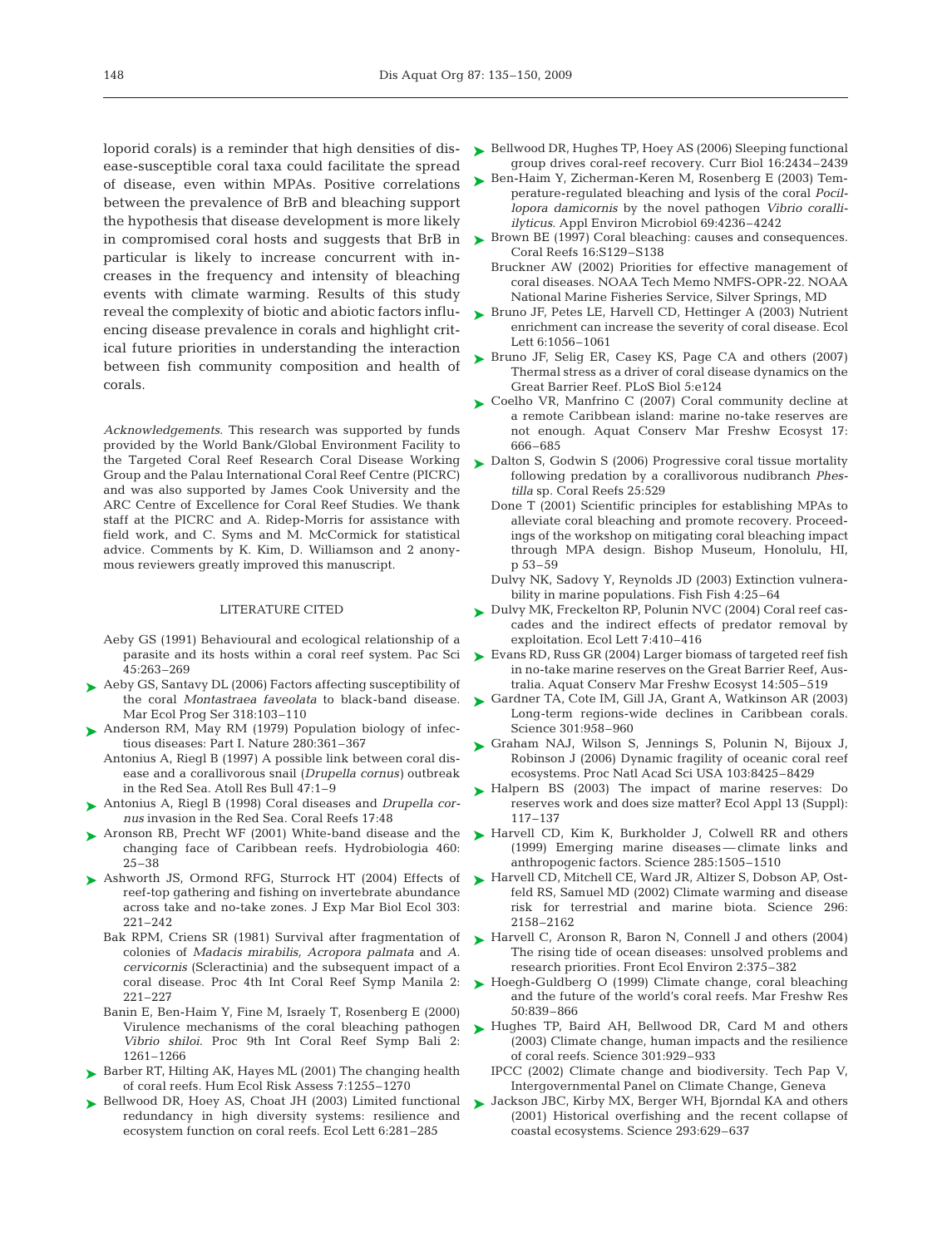loporid corals) is a reminder that high densities of disease-susceptible coral taxa could facilitate the spread of disease, even within MPAs. Positive correlations between the prevalence of BrB and bleaching support the hypothesis that disease development is more likely in compromised coral hosts and suggests that BrB in particular is likely to increase concurrent with increases in the frequency and intensity of bleaching events with climate warming. Results of this study reveal the complexity of biotic and abiotic factors influencing disease prevalence in corals and highlight critical future priorities in understanding the interaction between fish community composition and health of corals.

*Acknowledgements.* This research was supported by funds provided by the World Bank/Global Environment Facility to the Targeted Coral Reef Research Coral Disease Working Group and the Palau International Coral Reef Centre (PICRC) and was also supported by James Cook University and the ARC Centre of Excellence for Coral Reef Studies. We thank staff at the PICRC and A. Ridep-Morris for assistance with field work, and C. Syms and M. McCormick for statistical advice. Comments by K. Kim, D. Williamson and 2 anonymous reviewers greatly improved this manuscript.

## LITERATURE CITED

- Aeby GS (1991) Behavioural and ecological relationship of a parasite and its hosts within a coral reef system. Pac Sci 45:263–269
- Aeby GS, Santavy DL (2006) Factors affecting susceptibility of the coral *Montastraea faveolata* to black-band disease. Mar Ecol Prog Ser 318:103–110
- Anderson RM, May RM (1979) Population biology of infectious diseases: Part I. Nature 280:361–367
- Antonius A, Riegl B (1997) A possible link between coral disease and a corallivorous snail (*Drupella cornus*) outbreak in the Red Sea. Atoll Res Bull 47:1–9
- Antonius A, Riegl B (1998) Coral diseases and *Drupella cornus* invasion in the Red Sea. Coral Reefs 17:48
- Aronson RB, Precht WF (2001) White-band disease and the changing face of Caribbean reefs. Hydrobiologia 460: 25–38
- Ashworth JS, Ormond RFG, Sturrock HT (2004) Effects of reef-top gathering and fishing on invertebrate abundance across take and no-take zones. J Exp Mar Biol Ecol 303: 221–242
- Bak RPM, Criens SR (1981) Survival after fragmentation of colonies of *Madacis mirabilis, Acropora palmata* and *A. cervicornis* (Scleractinia) and the subsequent impact of a coral disease. Proc 4th Int Coral Reef Symp Manila 2: 221–227
- Banin E, Ben-Haim Y, Fine M, Israely T, Rosenberg E (2000) Virulence mechanisms of the coral bleaching pathogen *Vibrio shiloi*. Proc 9th Int Coral Reef Symp Bali 2: 1261–1266
- Barber RT, Hilting AK, Hayes ML (2001) The changing health of coral reefs. Hum Ecol Risk Assess 7:1255–1270
- Bellwood DR, Hoey AS, Choat JH (2003) Limited functional redundancy in high diversity systems: resilience and ecosystem function on coral reefs. Ecol Lett 6:281–285
- Bellwood DR, Hughes TP, Hoey AS (2006) Sleeping functional group drives coral-reef recovery. Curr Biol 16:2434–2439
- Ben-Haim Y, Zicherman-Keren M, Rosenberg E (2003) Temperature-regulated bleaching and lysis of the coral *Pocillopora damicornis* by the novel pathogen *Vibrio coralliilyticus*. Appl Environ Microbiol 69:4236–4242
- Brown BE (1997) Coral bleaching: causes and consequences. Coral Reefs 16:S129–S138
- Bruckner AW (2002) Priorities for effective management of coral diseases. NOAA Tech Memo NMFS-OPR-22. NOAA National Marine Fisheries Service, Silver Springs, MD
- Bruno JF, Petes LE, Harvell CD, Hettinger A (2003) Nutrient enrichment can increase the severity of coral disease. Ecol Lett 6:1056–1061
- Bruno JF, Selig ER, Casey KS, Page CA and others (2007) Thermal stress as a driver of coral disease dynamics on the Great Barrier Reef. PLoS Biol 5:e124
- Coelho VR, Manfrino C (2007) Coral community decline at a remote Caribbean island: marine no-take reserves are not enough. Aquat Conserv Mar Freshw Ecosyst 17: 666–685
- Dalton S, Godwin S (2006) Progressive coral tissue mortality following predation by a corallivorous nudibranch *Phestilla* sp. Coral Reefs 25:529
- Done T (2001) Scientific principles for establishing MPAs to alleviate coral bleaching and promote recovery. Proceedings of the workshop on mitigating coral bleaching impact through MPA design. Bishop Museum, Honolulu, HI, p 53–59
- Dulvy NK, Sadovy Y, Reynolds JD (2003) Extinction vulnerability in marine populations. Fish Fish 4:25–64
- Dulvy MK, Freckelton RP, Polunin NVC (2004) Coral reef cascades and the indirect effects of predator removal by exploitation. Ecol Lett 7:410–416
- Evans RD, Russ GR (2004) Larger biomass of targeted reef fish in no-take marine reserves on the Great Barrier Reef, Australia. Aquat Conserv Mar Freshw Ecosyst 14:505–519
- Gardner TA, Cote IM, Gill JA, Grant A, Watkinson AR (2003) Long-term regions-wide declines in Caribbean corals. Science 301:958–960
- Graham NAJ, Wilson S, Jennings S, Polunin N, Bijoux J, Robinson J (2006) Dynamic fragility of oceanic coral reef ecosystems. Proc Natl Acad Sci USA 103:8425–8429
- Halpern BS (2003) The impact of marine reserves: Do reserves work and does size matter? Ecol Appl 13 (Suppl): 117–137
- Harvell CD, Kim K, Burkholder J, Colwell RR and others (1999) Emerging marine diseases — climate links and anthropogenic factors. Science 285:1505–1510
- Harvell CD, Mitchell CE, Ward JR, Altizer S, Dobson AP, Ostfeld RS, Samuel MD (2002) Climate warming and disease risk for terrestrial and marine biota. Science 296: 2158–2162
- Harvell C, Aronson R, Baron N, Connell J and others (2004) The rising tide of ocean diseases: unsolved problems and research priorities. Front Ecol Environ 2:375–382
- Hoegh-Guldberg O (1999) Climate change, coral bleaching and the future of the world's coral reefs. Mar Freshw Res 50:839–866
- Hughes TP, Baird AH, Bellwood DR, Card M and others (2003) Climate change, human impacts and the resilience of coral reefs. Science 301:929–933
- IPCC (2002) Climate change and biodiversity. Tech Pap V, Intergovernmental Panel on Climate Change, Geneva
- Jackson JBC, Kirby MX, Berger WH, Bjorndal KA and others (2001) Historical overfishing and the recent collapse of coastal ecosystems. Science 293:629–637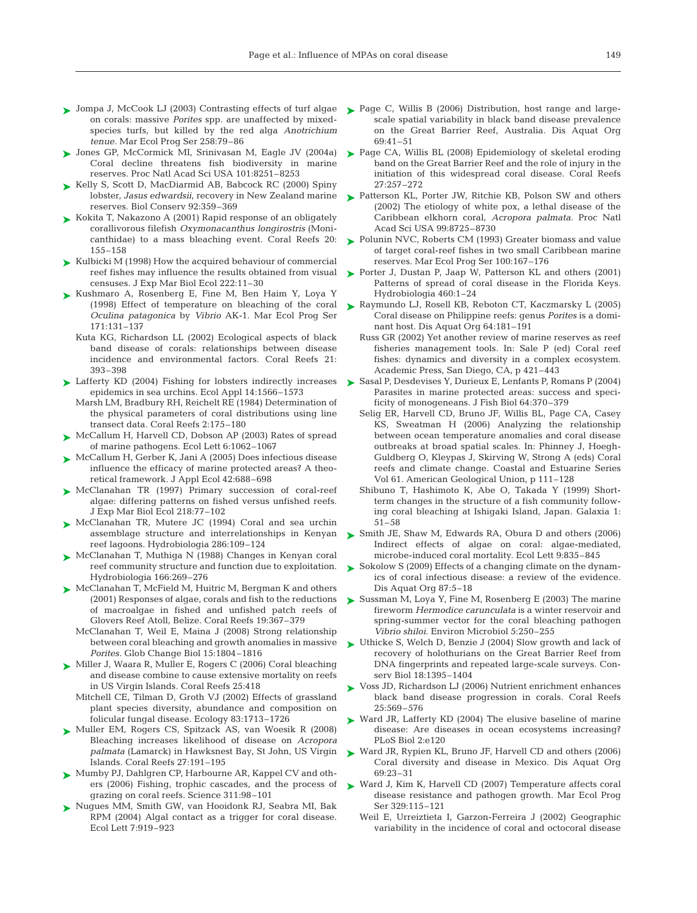- Jompa J, McCook LJ (2003) Contrasting effects of turf algae on corals: massive *Porites* spp. are unaffected by mixed-species turfs, but killed by the red alga *Anotrichium tenue.* Mar Ecol Prog Ser 258:79–86
- Jones GP, McCormick MI, Srinivasan M, Eagle JV (2004a) Coral decline threatens fish biodiversity in marine reserves. Proc Natl Acad Sci USA 101:8251–8253
- Kelly S, Scott D, MacDiarmid AB, Babcock RC (2000) Spiny lobster, *Jasus edwardsii*, recovery in New Zealand marine reserves. Biol Conserv 92:359–369
- Kokita T, Nakazono A (2001) Rapid response of an obligately corallivorous filefish *Oxymonacanthus longirostris* (Monicanthidae) to a mass bleaching event. Coral Reefs 20: 155–158
- Kulbicki M (1998) How the acquired behaviour of commercial reef fishes may influence the results obtained from visual censuses. J Exp Mar Biol Ecol 222:11–30
- Kushmaro A, Rosenberg E, Fine M, Ben Haim Y, Loya Y (1998) Effect of temperature on bleaching of the coral *Oculina patagonica* by *Vibrio* AK-1. Mar Ecol Prog Ser 171:131–137
- Kuta KG, Richardson LL (2002) Ecological aspects of black band disease of corals: relationships between disease incidence and environmental factors. Coral Reefs 21: 393–398
- Lafferty KD (2004) Fishing for lobsters indirectly increases epidemics in sea urchins. Ecol Appl 14:1566–1573
- Marsh LM, Bradbury RH, Reichelt RE (1984) Determination of the physical parameters of coral distributions using line transect data. Coral Reefs 2:175–180
- McCallum H, Harvell CD, Dobson AP (2003) Rates of spread of marine pathogens. Ecol Lett 6:1062–1067
- McCallum H, Gerber K, Jani A (2005) Does infectious disease influence the efficacy of marine protected areas? A theoretical framework. J Appl Ecol 42:688–698
- McClanahan TR (1997) Primary succession of coral-reef algae: differing patterns on fished versus unfished reefs. J Exp Mar Biol Ecol 218:77–102
- McClanahan TR, Mutere JC (1994) Coral and sea urchin assemblage structure and interrelationships in Kenyan reef lagoons. Hydrobiologia 286:109–124
- McClanahan T, Muthiga N (1988) Changes in Kenyan coral reef community structure and function due to exploitation. Hydrobiologia 166:269–276
- McClanahan T, McField M, Huitric M, Bergman K and others (2001) Responses of algae, corals and fish to the reductions of macroalgae in fished and unfished patch reefs of Glovers Reef Atoll, Belize. Coral Reefs 19:367–379
- McClanahan T, Weil E, Maina J (2008) Strong relationship between coral bleaching and growth anomalies in massive *Porites.* Glob Change Biol 15:1804–1816
- Miller J, Waara R, Muller E, Rogers C (2006) Coral bleaching and disease combine to cause extensive mortality on reefs in US Virgin Islands. Coral Reefs 25:418
- Mitchell CE, Tilman D, Groth VJ (2002) Effects of grassland plant species diversity, abundance and composition on folicular fungal disease. Ecology 83:1713–1726
- Muller EM, Rogers CS, Spitzack AS, van Woesik R (2008) Bleaching increases likelihood of disease on *Acropora palmata* (Lamarck) in Hawksnest Bay, St John, US Virgin Islands. Coral Reefs 27:191–195
- Mumby PJ, Dahlgren CP, Harbourne AR, Kappel CV and others (2006) Fishing, trophic cascades, and the process of grazing on coral reefs. Science 311:98–101
- Nugues MM, Smith GW, van Hooidonk RJ, Seabra MI, Bak RPM (2004) Algal contact as a trigger for coral disease. Ecol Lett 7:919–923
- Page C, Willis B (2006) Distribution, host range and large-scale spatial variability in black band disease prevalence on the Great Barrier Reef, Australia. Dis Aquat Org 69:41–51
- Page CA, Willis BL (2008) Epidemiology of skeletal eroding band on the Great Barrier Reef and the role of injury in the initiation of this widespread coral disease. Coral Reefs 27:257–272
- Patterson KL, Porter JW, Ritchie KB, Polson SW and others (2002) The etiology of white pox, a lethal disease of the Caribbean elkhorn coral, *Acropora palmata.* Proc Natl Acad Sci USA 99:8725–8730
- Polunin NVC, Roberts CM (1993) Greater biomass and value of target coral-reef fishes in two small Caribbean marine reserves. Mar Ecol Prog Ser 100:167–176
- Porter J, Dustan P, Jaap W, Patterson KL and others (2001) Patterns of spread of coral disease in the Florida Keys. Hydrobiologia 460:1–24
- Raymundo LJ, Rosell KB, Reboton CT, Kaczmarsky L (2005) Coral disease on Philippine reefs: genus *Porites* is a dominant host. Dis Aquat Org 64:181–191
- Russ GR (2002) Yet another review of marine reserves as reef fisheries management tools. In: Sale P (ed) Coral reef fishes: dynamics and diversity in a complex ecosystem. Academic Press, San Diego, CA, p 421–443
- Sasal P, Desdevises Y, Durieux E, Lenfants P, Romans P (2004) Parasites in marine protected areas: success and specificity of monogeneans. J Fish Biol 64:370–379
- Selig ER, Harvell CD, Bruno JF, Willis BL, Page CA, Casey KS, Sweatman H (2006) Analyzing the relationship between ocean temperature anomalies and coral disease outbreaks at broad spatial scales. In: Phinney J, Hoegh-Guldberg O, Kleypas J, Skirving W, Strong A (eds) Coral reefs and climate change. Coastal and Estuarine Series Vol 61. American Geological Union, p 111–128
- Shibuno T, Hashimoto K, Abe O, Takada Y (1999) Short-term changes in the structure of a fish community following coral bleaching at Ishigaki Island, Japan. Galaxia 1: 51–58
- Smith JE, Shaw M, Edwards RA, Obura D and others (2006) Indirect effects of algae on coral: algae-mediated, microbe-induced coral mortality. Ecol Lett 9:835–845
- Sokolow S (2009) Effects of a changing climate on the dynamics of coral infectious disease: a review of the evidence. Dis Aquat Org 87:5–18
- Sussman M, Loya Y, Fine M, Rosenberg E (2003) The marine fireworm *Hermodice carunculata* is a winter reservoir and spring-summer vector for the coral bleaching pathogen *Vibrio shiloi.* Environ Microbiol 5:250–255
- Uthicke S, Welch D, Benzie J (2004) Slow growth and lack of recovery of holothurians on the Great Barrier Reef from DNA fingerprints and repeated large-scale surveys. Conserv Biol 18:1395–1404
- Voss JD, Richardson LJ (2006) Nutrient enrichment enhances black band disease progression in corals. Coral Reefs 25:569–576
- Ward JR, Lafferty KD (2004) The elusive baseline of marine disease: Are diseases in ocean ecosystems increasing? PLoS Biol 2:e120
- Ward JR, Rypien KL, Bruno JF, Harvell CD and others (2006) Coral diversity and disease in Mexico. Dis Aquat Org 69:23–31
- Ward J, Kim K, Harvell CD (2007) Temperature affects coral disease resistance and pathogen growth. Mar Ecol Prog Ser 329:115–121
- Weil E, Urreiztieta I, Garzon-Ferreira J (2002) Geographic variability in the incidence of coral and octocoral disease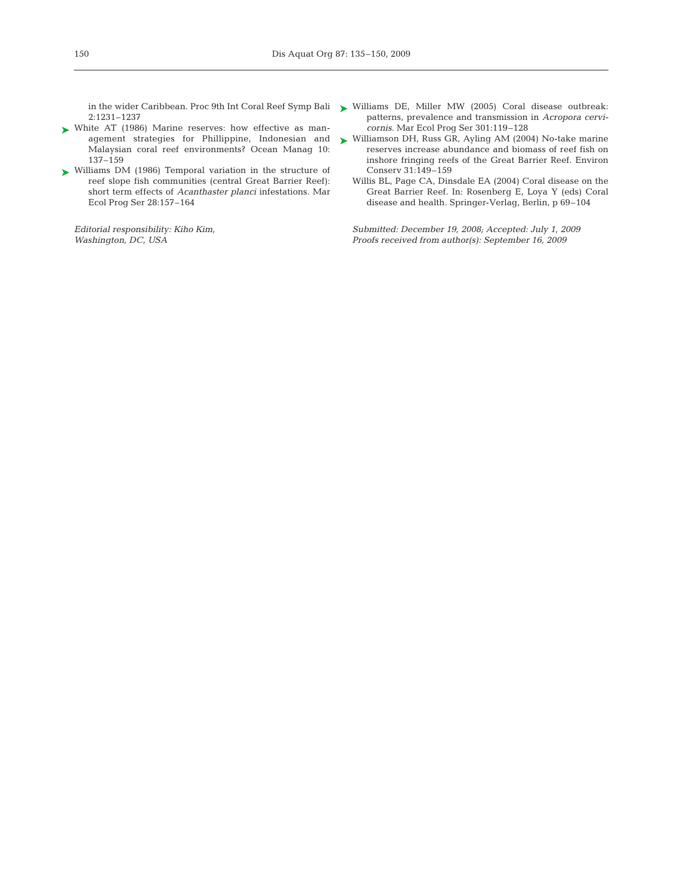in the wider Caribbean. Proc 9th Int Coral Reef Symp Bali 2:1231–1237

White AT (1986) Marine reserves: how effective as management strategies for Phillippine, Indonesian and Malaysian coral reef environments? Ocean Manag 10: 137–159

Williams DM (1986) Temporal variation in the structure of reef slope fish communities (central Great Barrier Reef): short term effects of *Acanthaster planci* infestations. Mar Ecol Prog Ser 28:157–164

Williams DE, Miller MW (2005) Coral disease outbreak: patterns, prevalence and transmission in *Acropora cervicornis*. Mar Ecol Prog Ser 301:119–128

Williamson DH, Russ GR, Ayling AM (2004) No-take marine reserves increase abundance and biomass of reef fish on inshore fringing reefs of the Great Barrier Reef. Environ Conserv 31:149–159

Willis BL, Page CA, Dinsdale EA (2004) Coral disease on the Great Barrier Reef. In: Rosenberg E, Loya Y (eds) Coral disease and health. Springer-Verlag, Berlin, p 69–104

*Editorial responsibility: Kiho Kim, Washington, DC, USA*

*Submitted: December 19, 2008; Accepted: July 1, 2009*
*Proofs received from author(s): September 16, 2009*